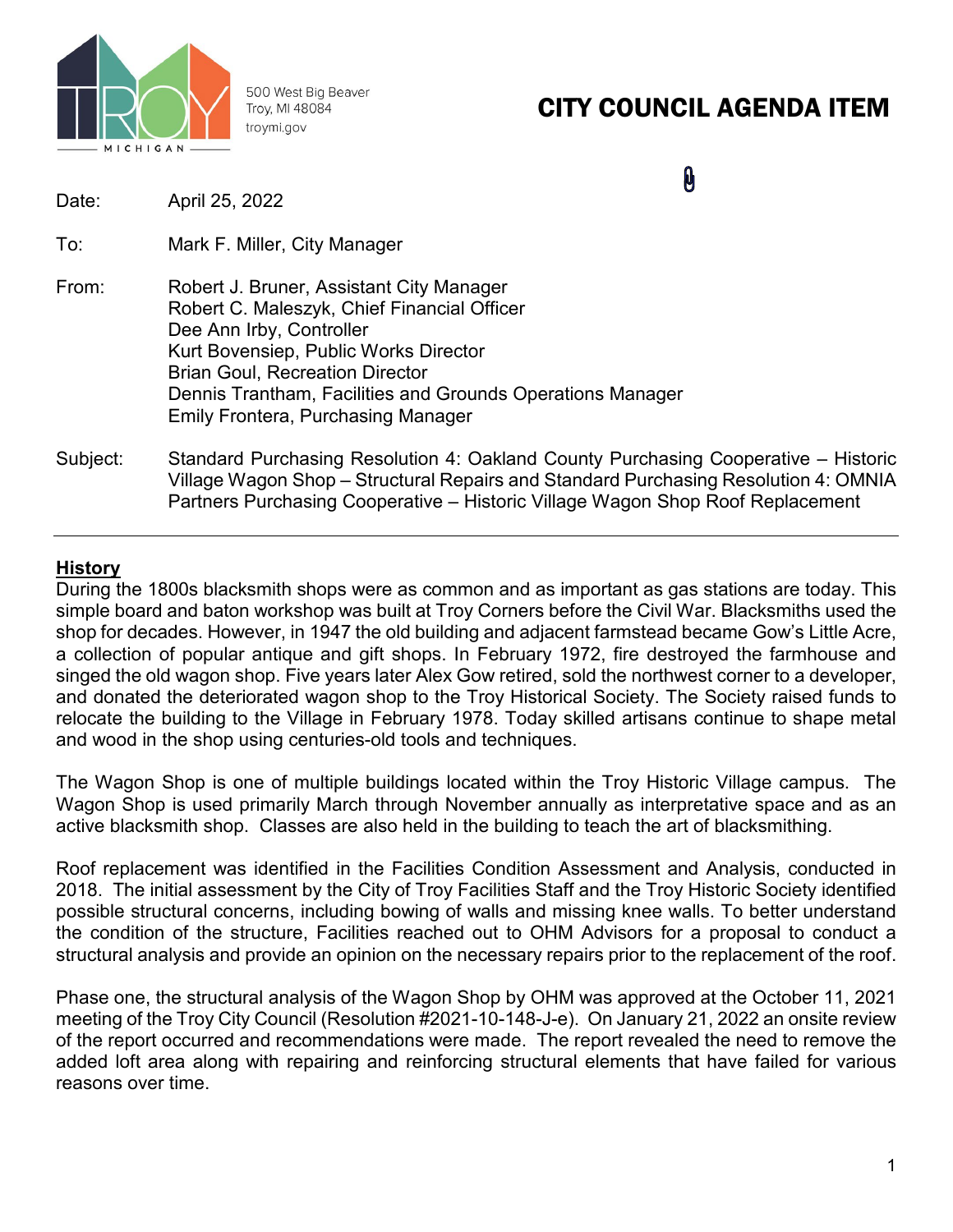500 West Big Beaver
Troy, MI 48084
troymi.gov

# CITY COUNCIL AGENDA ITEM

| | |
|---|---|
| Date: | April 25, 2022 |
| To: | Mark F. Miller, City Manager |
| From: | Robert J. Bruner, Assistant City Manager<br>Robert C. Maleszyk, Chief Financial Officer<br>Dee Ann Irby, Controller<br>Kurt Bovensiep, Public Works Director<br>Brian Goul, Recreation Director<br>Dennis Trantham, Facilities and Grounds Operations Manager<br>Emily Frontera, Purchasing Manager |
| Subject: | Standard Purchasing Resolution 4: Oakland County Purchasing Cooperative – Historic Village Wagon Shop – Structural Repairs and Standard Purchasing Resolution 4: OMNIA Partners Purchasing Cooperative – Historic Village Wagon Shop Roof Replacement |

---

## History

During the 1800s blacksmith shops were as common and as important as gas stations are today. This simple board and baton workshop was built at Troy Corners before the Civil War. Blacksmiths used the shop for decades. However, in 1947 the old building and adjacent farmstead became Gow's Little Acre, a collection of popular antique and gift shops. In February 1972, fire destroyed the farmhouse and singed the old wagon shop. Five years later Alex Gow retired, sold the northwest corner to a developer, and donated the deteriorated wagon shop to the Troy Historical Society. The Society raised funds to relocate the building to the Village in February 1978. Today skilled artisans continue to shape metal and wood in the shop using centuries-old tools and techniques.

The Wagon Shop is one of multiple buildings located within the Troy Historic Village campus. The Wagon Shop is used primarily March through November annually as interpretative space and as an active blacksmith shop. Classes are also held in the building to teach the art of blacksmithing.

Roof replacement was identified in the Facilities Condition Assessment and Analysis, conducted in 2018. The initial assessment by the City of Troy Facilities Staff and the Troy Historic Society identified possible structural concerns, including bowing of walls and missing knee walls. To better understand the condition of the structure, Facilities reached out to OHM Advisors for a proposal to conduct a structural analysis and provide an opinion on the necessary repairs prior to the replacement of the roof.

Phase one, the structural analysis of the Wagon Shop by OHM was approved at the October 11, 2021 meeting of the Troy City Council (Resolution #2021-10-148-J-e). On January 21, 2022 an onsite review of the report occurred and recommendations were made. The report revealed the need to remove the added loft area along with repairing and reinforcing structural elements that have failed for various reasons over time.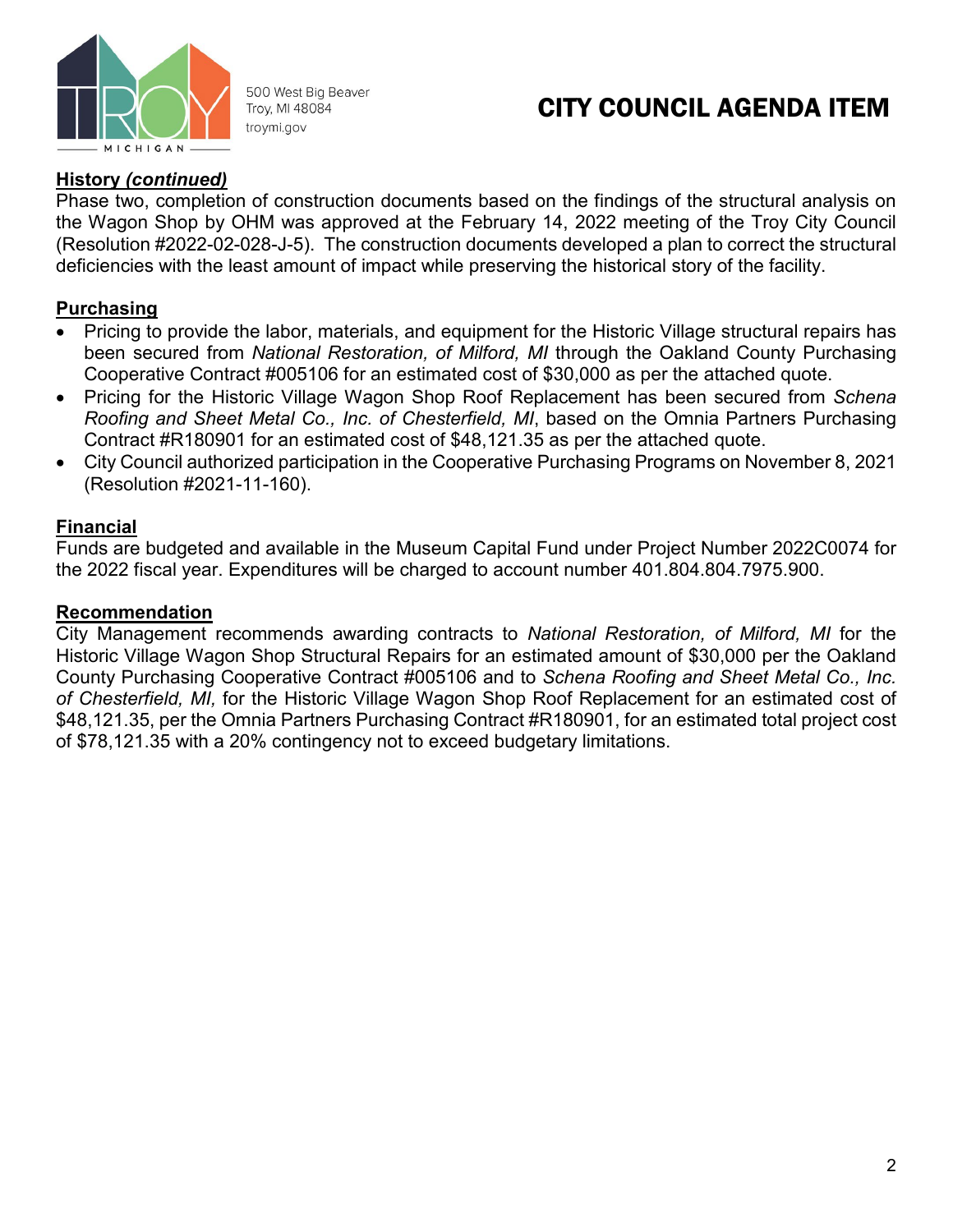# CITY COUNCIL AGENDA ITEM

500 West Big Beaver
Troy, MI 48084
troymi.gov

**History *(continued)***

Phase two, completion of construction documents based on the findings of the structural analysis on the Wagon Shop by OHM was approved at the February 14, 2022 meeting of the Troy City Council (Resolution #2022-02-028-J-5). The construction documents developed a plan to correct the structural deficiencies with the least amount of impact while preserving the historical story of the facility.

**Purchasing**

- Pricing to provide the labor, materials, and equipment for the Historic Village structural repairs has been secured from *National Restoration, of Milford, MI* through the Oakland County Purchasing Cooperative Contract #005106 for an estimated cost of $30,000 as per the attached quote.
- Pricing for the Historic Village Wagon Shop Roof Replacement has been secured from *Schena Roofing and Sheet Metal Co., Inc. of Chesterfield, MI*, based on the Omnia Partners Purchasing Contract #R180901 for an estimated cost of $48,121.35 as per the attached quote.
- City Council authorized participation in the Cooperative Purchasing Programs on November 8, 2021 (Resolution #2021-11-160).

**Financial**

Funds are budgeted and available in the Museum Capital Fund under Project Number 2022C0074 for the 2022 fiscal year. Expenditures will be charged to account number 401.804.804.7975.900.

**Recommendation**

City Management recommends awarding contracts to *National Restoration, of Milford, MI* for the Historic Village Wagon Shop Structural Repairs for an estimated amount of $30,000 per the Oakland County Purchasing Cooperative Contract #005106 and to *Schena Roofing and Sheet Metal Co., Inc. of Chesterfield, MI,* for the Historic Village Wagon Shop Roof Replacement for an estimated cost of $48,121.35, per the Omnia Partners Purchasing Contract #R180901, for an estimated total project cost of $78,121.35 with a 20% contingency not to exceed budgetary limitations.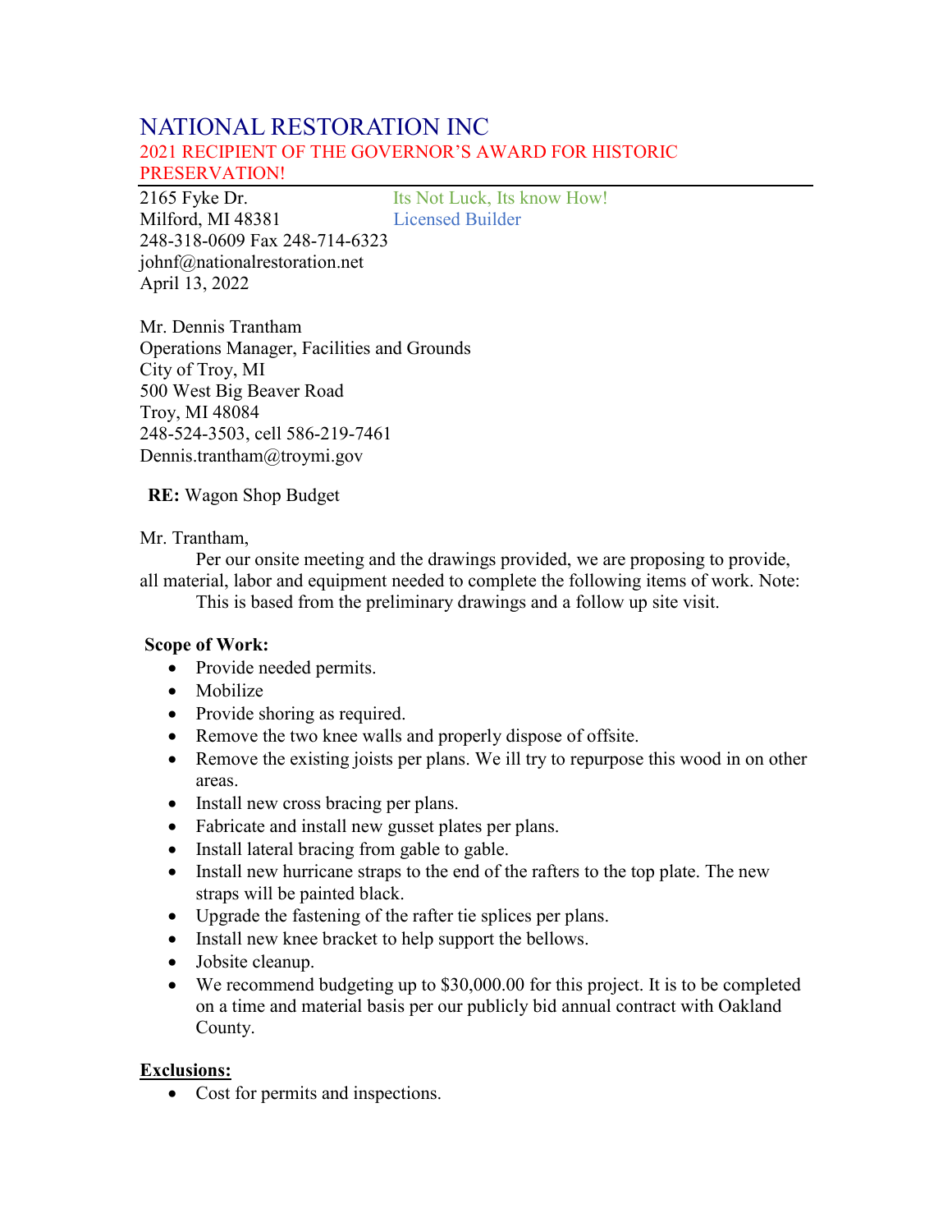# NATIONAL RESTORATION INC

2021 RECIPIENT OF THE GOVERNOR'S AWARD FOR HISTORIC PRESERVATION!

2165 Fyke Dr.
Milford, MI 48381
248-318-0609 Fax 248-714-6323
johnf@nationalrestoration.net
April 13, 2022

Its Not Luck, Its know How!
Licensed Builder

Mr. Dennis Trantham
Operations Manager, Facilities and Grounds
City of Troy, MI
500 West Big Beaver Road
Troy, MI 48084
248-524-3503, cell 586-219-7461
Dennis.trantham@troymi.gov

**RE:** Wagon Shop Budget

Mr. Trantham,

Per our onsite meeting and the drawings provided, we are proposing to provide, all material, labor and equipment needed to complete the following items of work. Note: This is based from the preliminary drawings and a follow up site visit.

**Scope of Work:**

- Provide needed permits.
- Mobilize
- Provide shoring as required.
- Remove the two knee walls and properly dispose of offsite.
- Remove the existing joists per plans. We ill try to repurpose this wood in on other areas.
- Install new cross bracing per plans.
- Fabricate and install new gusset plates per plans.
- Install lateral bracing from gable to gable.
- Install new hurricane straps to the end of the rafters to the top plate. The new straps will be painted black.
- Upgrade the fastening of the rafter tie splices per plans.
- Install new knee bracket to help support the bellows.
- Jobsite cleanup.
- We recommend budgeting up to $30,000.00 for this project. It is to be completed on a time and material basis per our publicly bid annual contract with Oakland County.

**Exclusions:**

- Cost for permits and inspections.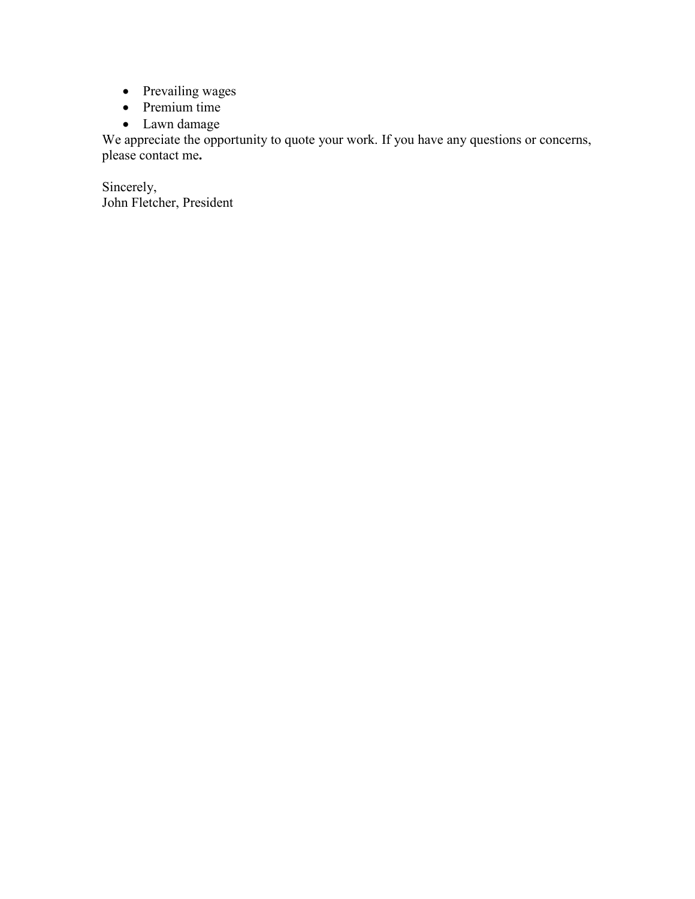- Prevailing wages
- Premium time
- Lawn damage

We appreciate the opportunity to quote your work. If you have any questions or concerns, please contact me**.**

Sincerely,
John Fletcher, President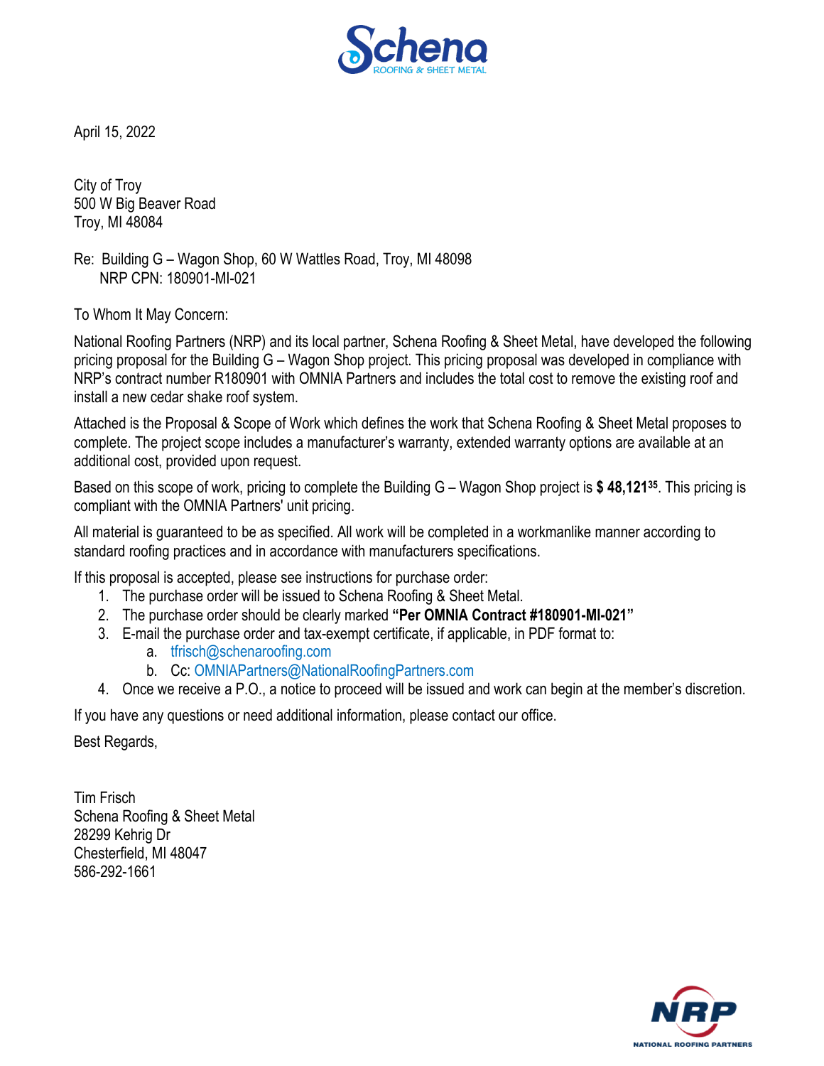April 15, 2022

City of Troy
500 W Big Beaver Road
Troy, MI 48084

Re: Building G – Wagon Shop, 60 W Wattles Road, Troy, MI 48098
NRP CPN: 180901-MI-021

To Whom It May Concern:

National Roofing Partners (NRP) and its local partner, Schena Roofing & Sheet Metal, have developed the following pricing proposal for the Building G – Wagon Shop project. This pricing proposal was developed in compliance with NRP's contract number R180901 with OMNIA Partners and includes the total cost to remove the existing roof and install a new cedar shake roof system.

Attached is the Proposal & Scope of Work which defines the work that Schena Roofing & Sheet Metal proposes to complete. The project scope includes a manufacturer's warranty, extended warranty options are available at an additional cost, provided upon request.

Based on this scope of work, pricing to complete the Building G – Wagon Shop project is **$ 48,121.35**. This pricing is compliant with the OMNIA Partners' unit pricing.

All material is guaranteed to be as specified. All work will be completed in a workmanlike manner according to standard roofing practices and in accordance with manufacturers specifications.

If this proposal is accepted, please see instructions for purchase order:

1. The purchase order will be issued to Schena Roofing & Sheet Metal.
2. The purchase order should be clearly marked **"Per OMNIA Contract #180901-MI-021"**
3. E-mail the purchase order and tax-exempt certificate, if applicable, in PDF format to:
   a. tfrisch@schenaroofing.com
   b. Cc: OMNIAPartners@NationalRoofingPartners.com
4. Once we receive a P.O., a notice to proceed will be issued and work can begin at the member's discretion.

If you have any questions or need additional information, please contact our office.

Best Regards,

Tim Frisch
Schena Roofing & Sheet Metal
28299 Kehrig Dr
Chesterfield, MI 48047
586-292-1661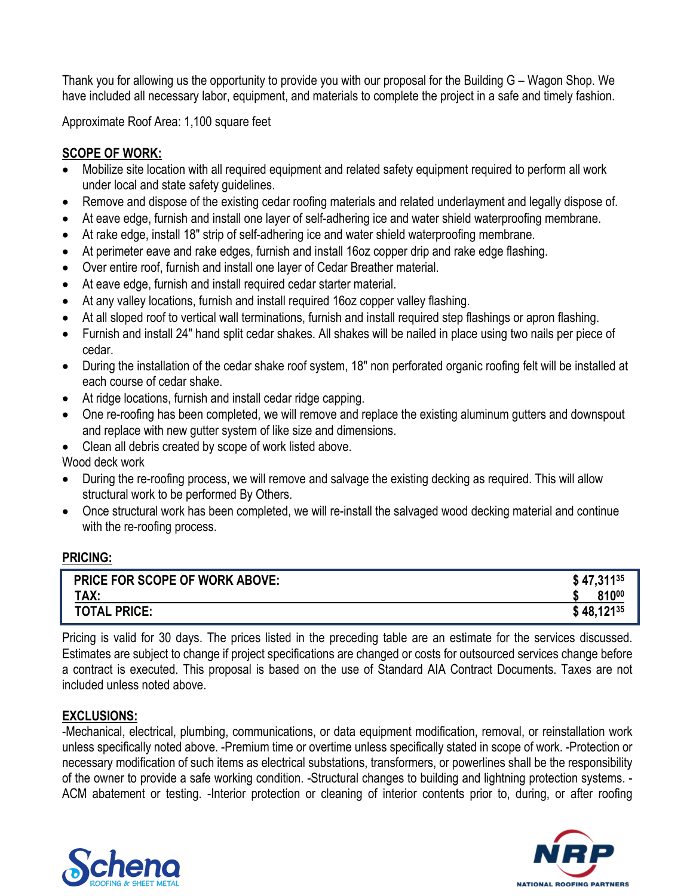Thank you for allowing us the opportunity to provide you with our proposal for the Building G – Wagon Shop. We have included all necessary labor, equipment, and materials to complete the project in a safe and timely fashion.

Approximate Roof Area: 1,100 square feet

**SCOPE OF WORK:**

- Mobilize site location with all required equipment and related safety equipment required to perform all work under local and state safety guidelines.
- Remove and dispose of the existing cedar roofing materials and related underlayment and legally dispose of.
- At eave edge, furnish and install one layer of self-adhering ice and water shield waterproofing membrane.
- At rake edge, install 18" strip of self-adhering ice and water shield waterproofing membrane.
- At perimeter eave and rake edges, furnish and install 16oz copper drip and rake edge flashing.
- Over entire roof, furnish and install one layer of Cedar Breather material.
- At eave edge, furnish and install required cedar starter material.
- At any valley locations, furnish and install required 16oz copper valley flashing.
- At all sloped roof to vertical wall terminations, furnish and install required step flashings or apron flashing.
- Furnish and install 24" hand split cedar shakes. All shakes will be nailed in place using two nails per piece of cedar.
- During the installation of the cedar shake roof system, 18" non perforated organic roofing felt will be installed at each course of cedar shake.
- At ridge locations, furnish and install cedar ridge capping.
- One re-roofing has been completed, we will remove and replace the existing aluminum gutters and downspout and replace with new gutter system of like size and dimensions.
- Clean all debris created by scope of work listed above.

Wood deck work

- During the re-roofing process, we will remove and salvage the existing decking as required. This will allow structural work to be performed By Others.
- Once structural work has been completed, we will re-install the salvaged wood decking material and continue with the re-roofing process.

**PRICING:**

| | |
|---|---|
| **PRICE FOR SCOPE OF WORK ABOVE:** | **$ 47,311.35** |
| **TAX:** | **$ 810.00** |
| **TOTAL PRICE:** | **$ 48,121.35** |

Pricing is valid for 30 days. The prices listed in the preceding table are an estimate for the services discussed. Estimates are subject to change if project specifications are changed or costs for outsourced services change before a contract is executed. This proposal is based on the use of Standard AIA Contract Documents. Taxes are not included unless noted above.

**EXCLUSIONS:**

-Mechanical, electrical, plumbing, communications, or data equipment modification, removal, or reinstallation work unless specifically noted above. -Premium time or overtime unless specifically stated in scope of work. -Protection or necessary modification of such items as electrical substations, transformers, or powerlines shall be the responsibility of the owner to provide a safe working condition. -Structural changes to building and lightning protection systems. -ACM abatement or testing. -Interior protection or cleaning of interior contents prior to, during, or after roofing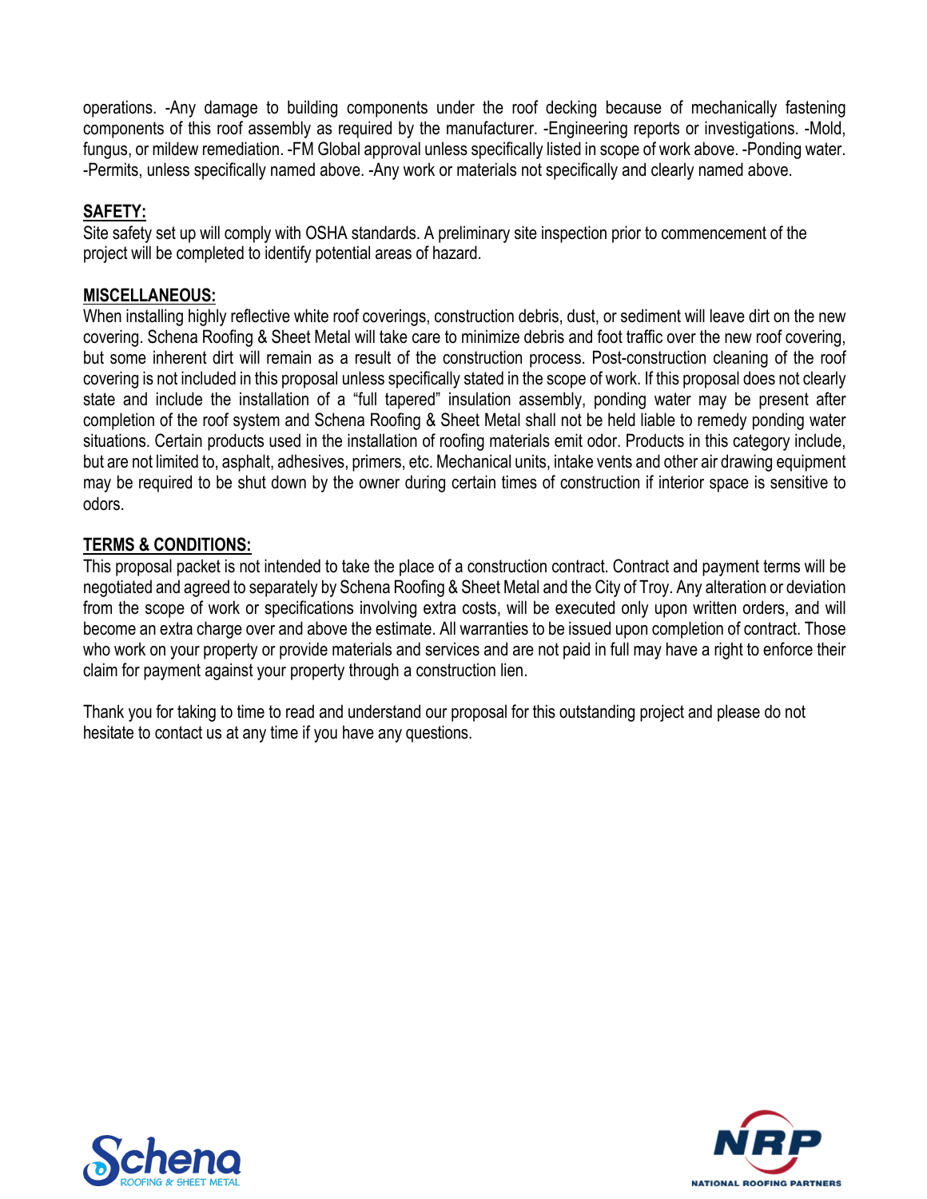operations. -Any damage to building components under the roof decking because of mechanically fastening components of this roof assembly as required by the manufacturer. -Engineering reports or investigations. -Mold, fungus, or mildew remediation. -FM Global approval unless specifically listed in scope of work above. -Ponding water. -Permits, unless specifically named above. -Any work or materials not specifically and clearly named above.

**SAFETY:**

Site safety set up will comply with OSHA standards. A preliminary site inspection prior to commencement of the project will be completed to identify potential areas of hazard.

**MISCELLANEOUS:**

When installing highly reflective white roof coverings, construction debris, dust, or sediment will leave dirt on the new covering. Schena Roofing & Sheet Metal will take care to minimize debris and foot traffic over the new roof covering, but some inherent dirt will remain as a result of the construction process. Post-construction cleaning of the roof covering is not included in this proposal unless specifically stated in the scope of work. If this proposal does not clearly state and include the installation of a "full tapered" insulation assembly, ponding water may be present after completion of the roof system and Schena Roofing & Sheet Metal shall not be held liable to remedy ponding water situations. Certain products used in the installation of roofing materials emit odor. Products in this category include, but are not limited to, asphalt, adhesives, primers, etc. Mechanical units, intake vents and other air drawing equipment may be required to be shut down by the owner during certain times of construction if interior space is sensitive to odors.

**TERMS & CONDITIONS:**

This proposal packet is not intended to take the place of a construction contract. Contract and payment terms will be negotiated and agreed to separately by Schena Roofing & Sheet Metal and the City of Troy. Any alteration or deviation from the scope of work or specifications involving extra costs, will be executed only upon written orders, and will become an extra charge over and above the estimate. All warranties to be issued upon completion of contract. Those who work on your property or provide materials and services and are not paid in full may have a right to enforce their claim for payment against your property through a construction lien.

Thank you for taking to time to read and understand our proposal for this outstanding project and please do not hesitate to contact us at any time if you have any questions.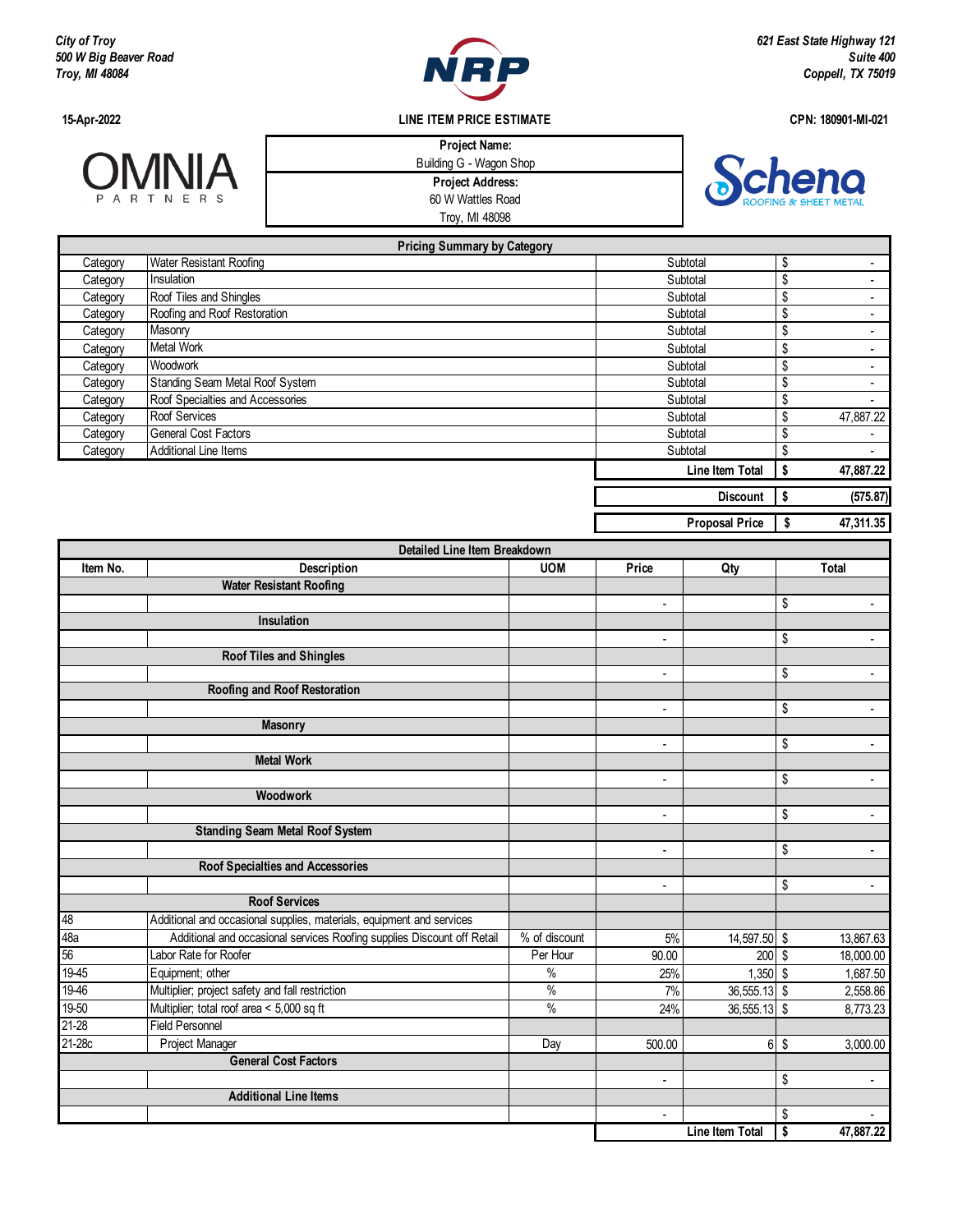*City of Troy*
*500 W Big Beaver Road*
*Troy, MI 48084*

*621 East State Highway 121*
*Suite 400*
*Coppell, TX 75019*

**15-Apr-2022**

**LINE ITEM PRICE ESTIMATE**

**CPN: 180901-MI-021**

| **Project Name:** |
|---|
| Building G - Wagon Shop |
| **Project Address:** |
| 60 W Wattles Road |
| Troy, MI 48098 |

| Pricing Summary by Category | | | | |
|---|---|---|---|---|
| Category | Water Resistant Roofing | Subtotal | $ | - |
| Category | Insulation | Subtotal | $ | - |
| Category | Roof Tiles and Shingles | Subtotal | $ | - |
| Category | Roofing and Roof Restoration | Subtotal | $ | - |
| Category | Masonry | Subtotal | $ | - |
| Category | Metal Work | Subtotal | $ | - |
| Category | Woodwork | Subtotal | $ | - |
| Category | Standing Seam Metal Roof System | Subtotal | $ | - |
| Category | Roof Specialties and Accessories | Subtotal | $ | - |
| Category | Roof Services | Subtotal | $ | 47,887.22 |
| Category | General Cost Factors | Subtotal | $ | - |
| Category | Additional Line Items | Subtotal | $ | - |
| | | **Line Item Total** | **$** | **47,887.22** |
| | | **Discount** | **$** | **(575.87)** |
| | | **Proposal Price** | **$** | **47,311.35** |

**Detailed Line Item Breakdown**

| Item No. | Description | UOM | Price | Qty | Total |
|---|---|---|---|---|---|
| | **Water Resistant Roofing** | | | | |
| | | | - | | $ - |
| | **Insulation** | | | | |
| | | | - | | $ - |
| | **Roof Tiles and Shingles** | | | | |
| | | | - | | $ - |
| | **Roofing and Roof Restoration** | | | | |
| | | | - | | $ - |
| | **Masonry** | | | | |
| | | | - | | $ - |
| | **Metal Work** | | | | |
| | | | - | | $ - |
| | **Woodwork** | | | | |
| | | | - | | $ - |
| | **Standing Seam Metal Roof System** | | | | |
| | | | - | | $ - |
| | **Roof Specialties and Accessories** | | | | |
| | | | - | | $ - |
| | **Roof Services** | | | | |
| 48 | Additional and occasional supplies, materials, equipment and services | | | | |
| 48a | Additional and occasional services Roofing supplies Discount off Retail | % of discount | 5% | 14,597.50 | $ 13,867.63 |
| 56 | Labor Rate for Roofer | Per Hour | 90.00 | 200 | $ 18,000.00 |
| 19-45 | Equipment; other | % | 25% | 1,350 | $ 1,687.50 |
| 19-46 | Multiplier; project safety and fall restriction | % | 7% | 36,555.13 | $ 2,558.86 |
| 19-50 | Multiplier; total roof area < 5,000 sq ft | % | 24% | 36,555.13 | $ 8,773.23 |
| 21-28 | Field Personnel | | | | |
| 21-28c | Project Manager | Day | 500.00 | 6 | $ 3,000.00 |
| | **General Cost Factors** | | | | |
| | | | - | | $ - |
| | **Additional Line Items** | | | | |
| | | | - | | $ - |
| | | | | **Line Item Total** | **$ 47,887.22** |